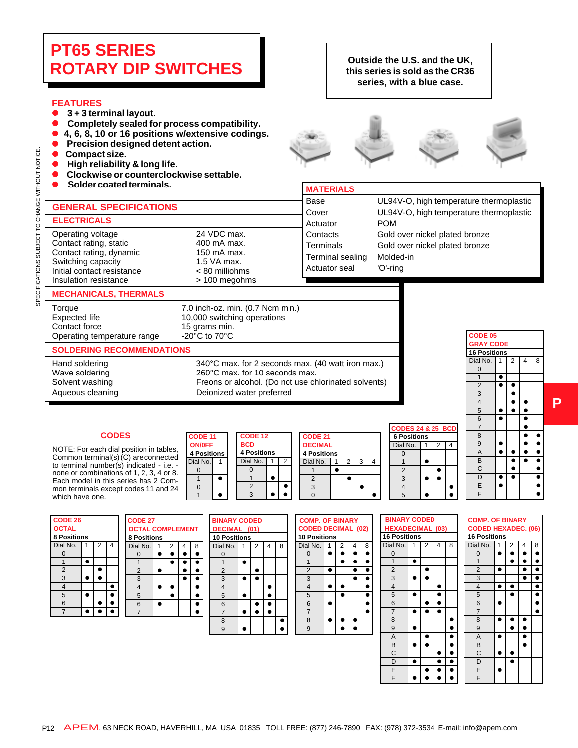# PT65 SERIES
# ROTARY DIP SWITCHES

**Outside the U.S. and the UK, this series is sold as the CR36 series, with a blue case.**

## FEATURES

- **3 + 3 terminal layout.**
- **Completely sealed for process compatibility.**
- **4, 6, 8, 10 or 16 positions w/extensive codings.**
- **Precision designed detent action.**
- **Compact size.**
- **High reliability & long life.**
- **Clockwise or counterclockwise settable.**
- **Solder coated terminals.**

## MATERIALS

| | |
|---|---|
| Base | UL94V-O, high temperature thermoplastic |
| Cover | UL94V-O, high temperature thermoplastic |
| Actuator | POM |
| Contacts | Gold over nickel plated bronze |
| Terminals | Gold over nickel plated bronze |
| Terminal sealing | Molded-in |
| Actuator seal | 'O'-ring |

## GENERAL SPECIFICATIONS

### ELECTRICALS

| | |
|---|---|
| Operating voltage | 24 VDC max. |
| Contact rating, static | 400 mA max. |
| Contact rating, dynamic | 150 mA max. |
| Switching capacity | 1.5 VA max. |
| Initial contact resistance | < 80 milliohms |
| Insulation resistance | > 100 megohms |

### MECHANICALS, THERMALS

| | |
|---|---|
| Torque | 7.0 inch-oz. min. (0.7 Ncm min.) |
| Expected life | 10,000 switching operations |
| Contact force | 15 grams min. |
| Operating temperature range | -20°C to 70°C |

### SOLDERING RECOMMENDATIONS

| | |
|---|---|
| Hand soldering | 340°C max. for 2 seconds max. (40 watt iron max.) |
| Wave soldering | 260°C max. for 10 seconds max. |
| Solvent washing | Freons or alcohol. (Do not use chlorinated solvents) |
| Aqueous cleaning | Deionized water preferred |

SPECIFICATIONS SUBJECT TO CHANGE WITHOUT NOTICE.

## CODES

NOTE: For each dial position in tables, Common terminal(s) (C) are connected to terminal number(s) indicated - i.e. - none or combinations of 1, 2, 3, 4 or 8. Each model in this series has 2 Common terminals except codes 11 and 24 which have one.

**CODE 05 GRAY CODE – 16 Positions**

| Dial No. | 1 | 2 | 4 | 8 |
|---|---|---|---|---|
| 0 | | | | |
| 1 | ● | | | |
| 2 | ● | ● | | |
| 3 | | ● | | |
| 4 | | ● | ● | |
| 5 | ● | ● | ● | |
| 6 | ● | | ● | |
| 7 | | | ● | |
| 8 | | | ● | ● |
| 9 | ● | | ● | ● |
| A | ● | ● | ● | ● |
| B | | ● | ● | ● |
| C | | ● | | ● |
| D | ● | ● | | ● |
| E | ● | | | ● |
| F | | | | ● |

**CODE 11 ON/OFF – 4 Positions**

| Dial No. | 1 |
|---|---|
| 0 | |
| 1 | ● |
| 0 | |
| 1 | ● |

**CODE 12 BCD – 4 Positions**

| Dial No. | 1 | 2 |
|---|---|---|
| 0 | | |
| 1 | ● | |
| 2 | | ● |
| 3 | ● | ● |

**CODE 21 DECIMAL – 4 Positions**

| Dial No. | 1 | 2 | 3 | 4 |
|---|---|---|---|---|
| 1 | ● | | | |
| 2 | | ● | | |
| 3 | | | ● | |
| 0 | | | | ● |

**CODES 24 & 25 BCD – 6 Positions**

| Dial No. | 1 | 2 | 4 |
|---|---|---|---|
| 0 | | | |
| 1 | ● | | |
| 2 | | ● | |
| 3 | ● | ● | |
| 4 | | | ● |
| 5 | ● | | ● |

**CODE 26 OCTAL – 8 Positions**

| Dial No. | 1 | 2 | 4 |
|---|---|---|---|
| 0 | | | |
| 1 | ● | | |
| 2 | | ● | |
| 3 | ● | ● | |
| 4 | | | ● |
| 5 | ● | | ● |
| 6 | | ● | ● |
| 7 | ● | ● | ● |

**CODE 27 OCTAL COMPLEMENT – 8 Positions**

| Dial No. | $\bar{1}$ | $\bar{2}$ | $\bar{4}$ | $\bar{8}$ |
|---|---|---|---|---|
| 0 | ● | ● | ● | ● |
| 1 | | ● | ● | ● |
| 2 | ● | | ● | ● |
| 3 | | | ● | ● |
| 4 | ● | ● | | ● |
| 5 | | ● | | ● |
| 6 | ● | | | ● |
| 7 | | | | ● |

**BINARY CODED DECIMAL (01) – 10 Positions**

| Dial No. | 1 | 2 | 4 | 8 |
|---|---|---|---|---|
| 0 | | | | |
| 1 | ● | | | |
| 2 | | ● | | |
| 3 | ● | ● | | |
| 4 | | | ● | |
| 5 | ● | | ● | |
| 6 | | ● | ● | |
| 7 | ● | ● | ● | |
| 8 | | | | ● |
| 9 | ● | | | ● |

**COMP. OF BINARY CODED DECIMAL (02) – 10 Positions**

| Dial No. | 1 | 2 | 4 | 8 |
|---|---|---|---|---|
| 0 | ● | ● | ● | ● |
| 1 | | ● | ● | ● |
| 2 | ● | | ● | ● |
| 3 | | | ● | ● |
| 4 | ● | ● | | ● |
| 5 | | ● | | ● |
| 6 | ● | | | ● |
| 7 | | | | ● |
| 8 | ● | ● | ● | |
| 9 | | ● | ● | |

**BINARY CODED HEXADECIMAL (03) – 16 Positions**

| Dial No. | 1 | 2 | 4 | 8 |
|---|---|---|---|---|
| 0 | | | | |
| 1 | ● | | | |
| 2 | | ● | | |
| 3 | ● | ● | | |
| 4 | | | ● | |
| 5 | ● | | ● | |
| 6 | | ● | ● | |
| 7 | ● | ● | ● | |
| 8 | | | | ● |
| 9 | ● | | | ● |
| A | | ● | | ● |
| B | ● | ● | | ● |
| C | | | ● | ● |
| D | ● | | ● | ● |
| E | | ● | ● | ● |
| F | ● | ● | ● | ● |

**COMP. OF BINARY CODED HEXADEC. (06) – 16 Positions**

| Dial No. | 1 | 2 | 4 | 8 |
|---|---|---|---|---|
| 0 | ● | ● | ● | ● |
| 1 | | ● | ● | ● |
| 2 | ● | | ● | ● |
| 3 | | | ● | ● |
| 4 | ● | ● | | ● |
| 5 | | ● | | ● |
| 6 | ● | | | ● |
| 7 | | | | ● |
| 8 | ● | ● | ● | |
| 9 | | ● | ● | |
| A | ● | | ● | |
| B | | | ● | |
| C | ● | ● | | |
| D | | ● | | |
| E | ● | | | |
| F | | | | |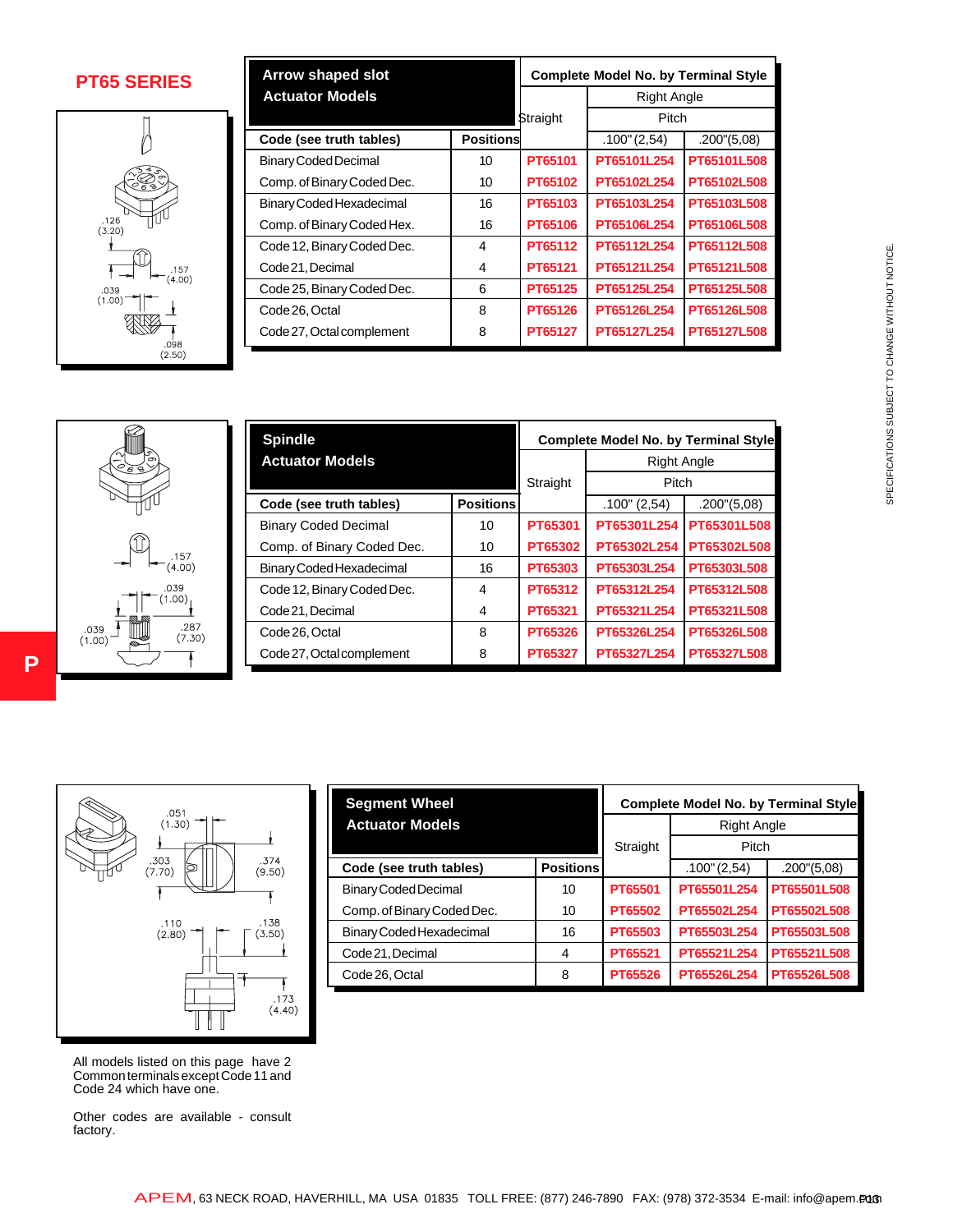# PT65 SERIES

| Arrow shaped slot Actuator Models | | Complete Model No. by Terminal Style | | |
|---|---|---|---|---|
| | | Straight | Right Angle | |
| | | | Pitch | |
| Code (see truth tables) | Positions | | .100" (2,54) | .200"(5,08) |
| Binary Coded Decimal | 10 | PT65101 | PT65101L254 | PT65101L508 |
| Comp. of Binary Coded Dec. | 10 | PT65102 | PT65102L254 | PT65102L508 |
| Binary Coded Hexadecimal | 16 | PT65103 | PT65103L254 | PT65103L508 |
| Comp. of Binary Coded Hex. | 16 | PT65106 | PT65106L254 | PT65106L508 |
| Code 12, Binary Coded Dec. | 4 | PT65112 | PT65112L254 | PT65112L508 |
| Code 21, Decimal | 4 | PT65121 | PT65121L254 | PT65121L508 |
| Code 25, Binary Coded Dec. | 6 | PT65125 | PT65125L254 | PT65125L508 |
| Code 26, Octal | 8 | PT65126 | PT65126L254 | PT65126L508 |
| Code 27, Octal complement | 8 | PT65127 | PT65127L254 | PT65127L508 |

| Spindle Actuator Models | | Complete Model No. by Terminal Style | | |
|---|---|---|---|---|
| | | Straight | Right Angle | |
| | | | Pitch | |
| Code (see truth tables) | Positions | | .100" (2,54) | .200"(5,08) |
| Binary Coded Decimal | 10 | PT65301 | PT65301L254 | PT65301L508 |
| Comp. of Binary Coded Dec. | 10 | PT65302 | PT65302L254 | PT65302L508 |
| Binary Coded Hexadecimal | 16 | PT65303 | PT65303L254 | PT65303L508 |
| Code 12, Binary Coded Dec. | 4 | PT65312 | PT65312L254 | PT65312L508 |
| Code 21, Decimal | 4 | PT65321 | PT65321L254 | PT65321L508 |
| Code 26, Octal | 8 | PT65326 | PT65326L254 | PT65326L508 |
| Code 27, Octal complement | 8 | PT65327 | PT65327L254 | PT65327L508 |

| Segment Wheel Actuator Models | | Complete Model No. by Terminal Style | | |
|---|---|---|---|---|
| | | Straight | Right Angle | |
| | | | Pitch | |
| Code (see truth tables) | Positions | | .100" (2,54) | .200"(5,08) |
| Binary Coded Decimal | 10 | PT65501 | PT65501L254 | PT65501L508 |
| Comp. of Binary Coded Dec. | 10 | PT65502 | PT65502L254 | PT65502L508 |
| Binary Coded Hexadecimal | 16 | PT65503 | PT65503L254 | PT65503L508 |
| Code 21, Decimal | 4 | PT65521 | PT65521L254 | PT65521L508 |
| Code 26, Octal | 8 | PT65526 | PT65526L254 | PT65526L508 |

All models listed on this page have 2 Common terminals except Code 11 and Code 24 which have one.

Other codes are available - consult factory.

SPECIFICATIONS SUBJECT TO CHANGE WITHOUT NOTICE.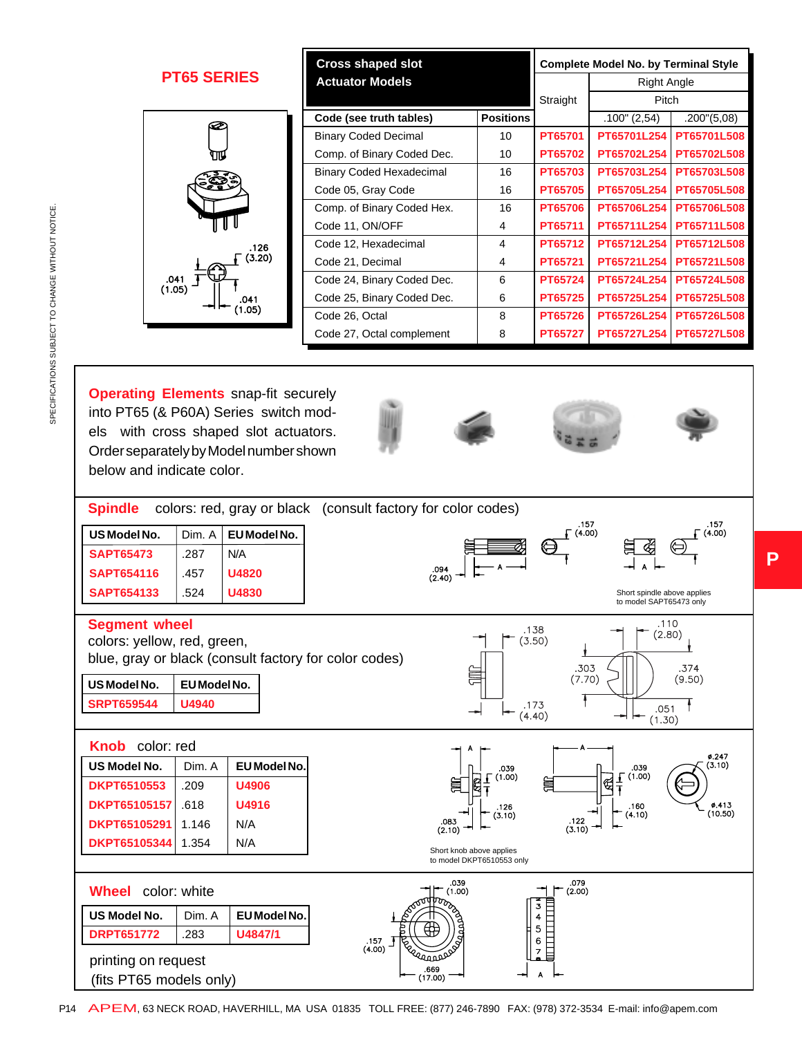## PT65 SERIES

| Cross shaped slot Actuator Models | | Complete Model No. by Terminal Style | | |
|---|---|---|---|---|
| | | Straight | Right Angle | |
| | | | Pitch | |
| Code (see truth tables) | Positions | | .100" (2,54) | .200"(5,08) |
| Binary Coded Decimal | 10 | PT65701 | PT65701L254 | PT65701L508 |
| Comp. of Binary Coded Dec. | 10 | PT65702 | PT65702L254 | PT65702L508 |
| Binary Coded Hexadecimal | 16 | PT65703 | PT65703L254 | PT65703L508 |
| Code 05, Gray Code | 16 | PT65705 | PT65705L254 | PT65705L508 |
| Comp. of Binary Coded Hex. | 16 | PT65706 | PT65706L254 | PT65706L508 |
| Code 11, ON/OFF | 4 | PT65711 | PT65711L254 | PT65711L508 |
| Code 12, Hexadecimal | 4 | PT65712 | PT65712L254 | PT65712L508 |
| Code 21, Decimal | 4 | PT65721 | PT65721L254 | PT65721L508 |
| Code 24, Binary Coded Dec. | 6 | PT65724 | PT65724L254 | PT65724L508 |
| Code 25, Binary Coded Dec. | 6 | PT65725 | PT65725L254 | PT65725L508 |
| Code 26, Octal | 8 | PT65726 | PT65726L254 | PT65726L508 |
| Code 27, Octal complement | 8 | PT65727 | PT65727L254 | PT65727L508 |

.126 (3.20)
.041 (1.05)
.041 (1.05)

**Operating Elements** snap-fit securely into PT65 (& P60A) Series switch models with cross shaped slot actuators. Order separately by Model number shown below and indicate color.

### Spindle
colors: red, gray or black (consult factory for color codes)

| US Model No. | Dim. A | EU Model No. |
|---|---|---|
| SAPT65473 | .287 | N/A |
| SAPT654116 | .457 | U4820 |
| SAPT654133 | .524 | U4830 |

.094 (2.40) · .157 (4.00) · .157 (4.00) · A

Short spindle above applies to model SAPT65473 only

### Segment wheel
colors: yellow, red, green, blue, gray or black (consult factory for color codes)

| US Model No. | EU Model No. |
|---|---|
| SRPT659544 | U4940 |

.138 (3.50) · .173 (4.40) · .110 (2.80) · .303 (7.70) · .374 (9.50) · .051 (1.30)

### Knob
color: red

| US Model No. | Dim. A | EU Model No. |
|---|---|---|
| DKPT6510553 | .209 | U4906 |
| DKPT65105157 | .618 | U4916 |
| DKPT65105291 | 1.146 | N/A |
| DKPT65105344 | 1.354 | N/A |

A · .039 (1.00) · .126 (3.10) · .083 (2.10) · .039 (1.00) · .160 (4.10) · .122 (3.10) · ø.247 (3.10) · ø.413 (10.50)

Short knob above applies to model DKPT6510553 only

### Wheel
color: white

| US Model No. | Dim. A | EU Model No. |
|---|---|---|
| DRPT651772 | .283 | U4847/1 |

printing on request
(fits PT65 models only)

.039 (1.00) · .157 (4.00) · .669 (17.00) · .079 (2.00) · A

SPECIFICATIONS SUBJECT TO CHANGE WITHOUT NOTICE.

P

APEM, 63 NECK ROAD, HAVERHILL, MA USA 01835 TOLL FREE: (877) 246-7890 FAX: (978) 372-3534 E-mail: info@apem.com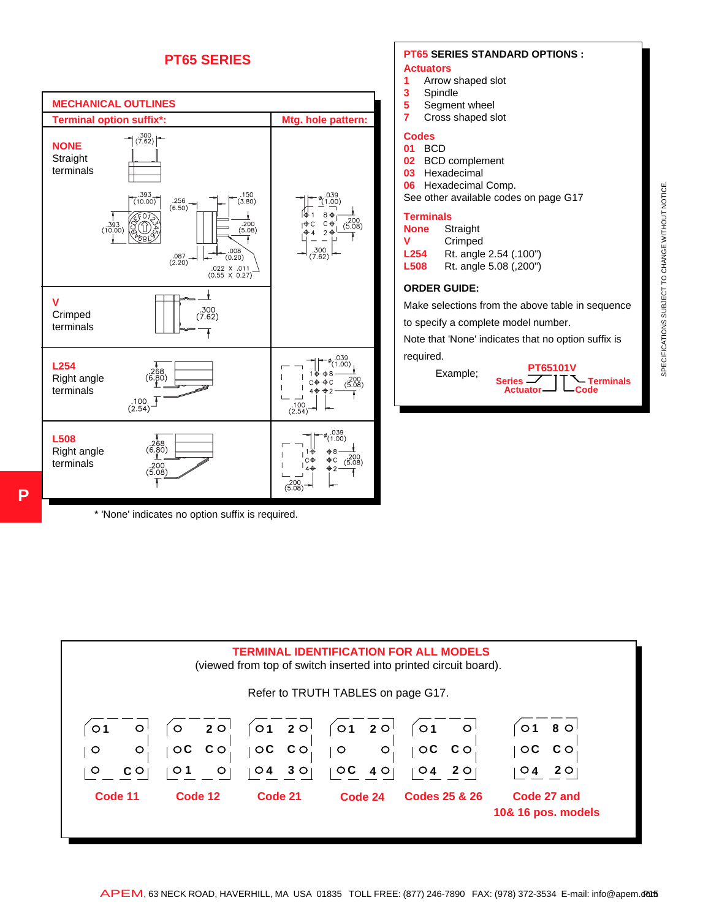# PT65 SERIES

## MECHANICAL OUTLINES

| Terminal option suffix*: | Mtg. hole pattern: |
|---|---|
| **NONE** Straight terminals | |
| **V** Crimped terminals | |
| **L254** Right angle terminals | |
| **L508** Right angle terminals | |

.300 (7.62)
.393 (10.00)
.256 (6.50)
.150 (3.80)
.393 (10.00)
.200 (5.08)
.087 (2.20)
.008 (0.20)
.022 X .011 (0.55 X 0.27)
.039 ø (1.00)
1 8 C C 4 2
.200 (5.08)
.300 (7.62)
.300 (7.62)
.268 (6.80)
.100 (2.54)
.039 ø (1.00)
1 8 C C 4 2
.200 (5.08)
.100 (2.54)
.268 (6.80)
.200 (5.08)
.039 ø (1.00)
1 8 C C 4 2
.200 (5.08)
.200 (5.08)

* 'None' indicates no option suffix is required.

## PT65 SERIES STANDARD OPTIONS :

**Actuators**
- **1** Arrow shaped slot
- **3** Spindle
- **5** Segment wheel
- **7** Cross shaped slot

**Codes**
- **01** BCD
- **02** BCD complement
- **03** Hexadecimal
- **06** Hexadecimal Comp.

See other available codes on page G17

**Terminals**
- **None** Straight
- **V** Crimped
- **L254** Rt. angle 2.54 (.100")
- **L508** Rt. angle 5.08 (,200")

**ORDER GUIDE:**

Make selections from the above table in sequence to specify a complete model number.

Note that 'None' indicates that no option suffix is required.

Example; **PT65101V**
Series – Actuator – Code – Terminals

SPECIFICATIONS SUBJECT TO CHANGE WITHOUT NOTICE.

## TERMINAL IDENTIFICATION FOR ALL MODELS

(viewed from top of switch inserted into printed circuit board).

Refer to TRUTH TABLES on page G17.

**Code 11**
O1 O
O O
O CO

**Code 12**
O 2O
OC CO
O1 O

**Code 21**
O1 2O
OC CO
O4 3O

**Code 24**
O1 2O
O O
OC 4O

**Codes 25 & 26**
O1 O
OC CO
O4 2O

**Code 27 and 10& 16 pos. models**
O1 8O
OC CO
O4 2O

APEM, 63 NECK ROAD, HAVERHILL, MA USA 01835 TOLL FREE: (877) 246-7890 FAX: (978) 372-3534 E-mail: info@apem.com